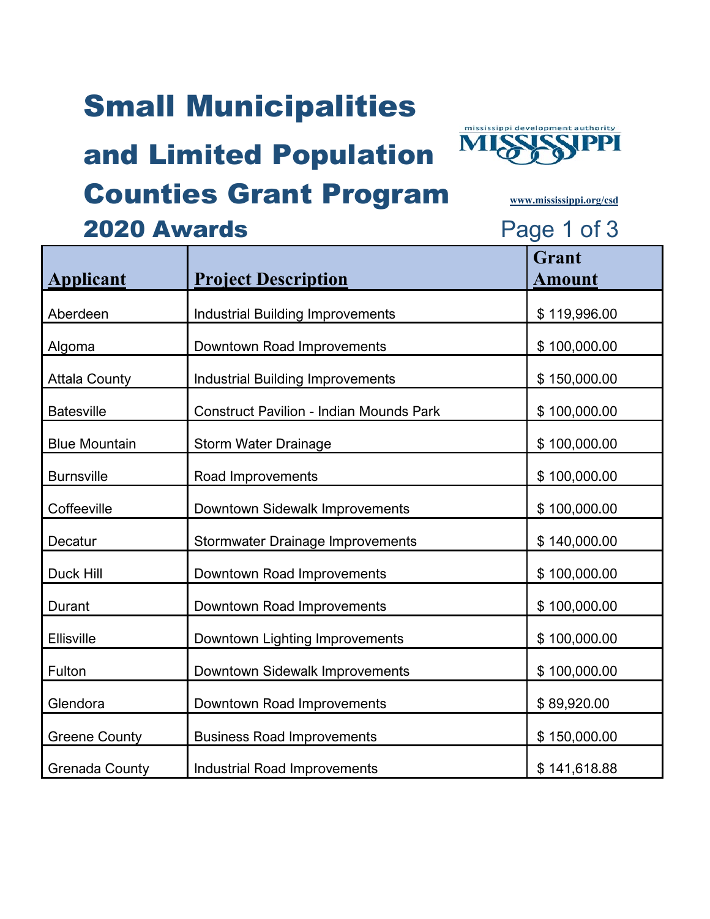# Small Municipalities and Limited Population Counties Grant Program

mississippi development authority
MISSISSIPPI

www.mississippi.org/csd

## 2020 Awards

| Applicant | Project Description | Grant Amount |
|---|---|---|
| Aberdeen | Industrial Building Improvements | $ 119,996.00 |
| Algoma | Downtown Road Improvements | $ 100,000.00 |
| Attala County | Industrial Building Improvements | $ 150,000.00 |
| Batesville | Construct Pavilion - Indian Mounds Park | $ 100,000.00 |
| Blue Mountain | Storm Water Drainage | $ 100,000.00 |
| Burnsville | Road Improvements | $ 100,000.00 |
| Coffeeville | Downtown Sidewalk Improvements | $ 100,000.00 |
| Decatur | Stormwater Drainage Improvements | $ 140,000.00 |
| Duck Hill | Downtown Road Improvements | $ 100,000.00 |
| Durant | Downtown Road Improvements | $ 100,000.00 |
| Ellisville | Downtown Lighting Improvements | $ 100,000.00 |
| Fulton | Downtown Sidewalk Improvements | $ 100,000.00 |
| Glendora | Downtown Road Improvements | $ 89,920.00 |
| Greene County | Business Road Improvements | $ 150,000.00 |
| Grenada County | Industrial Road Improvements | $ 141,618.88 |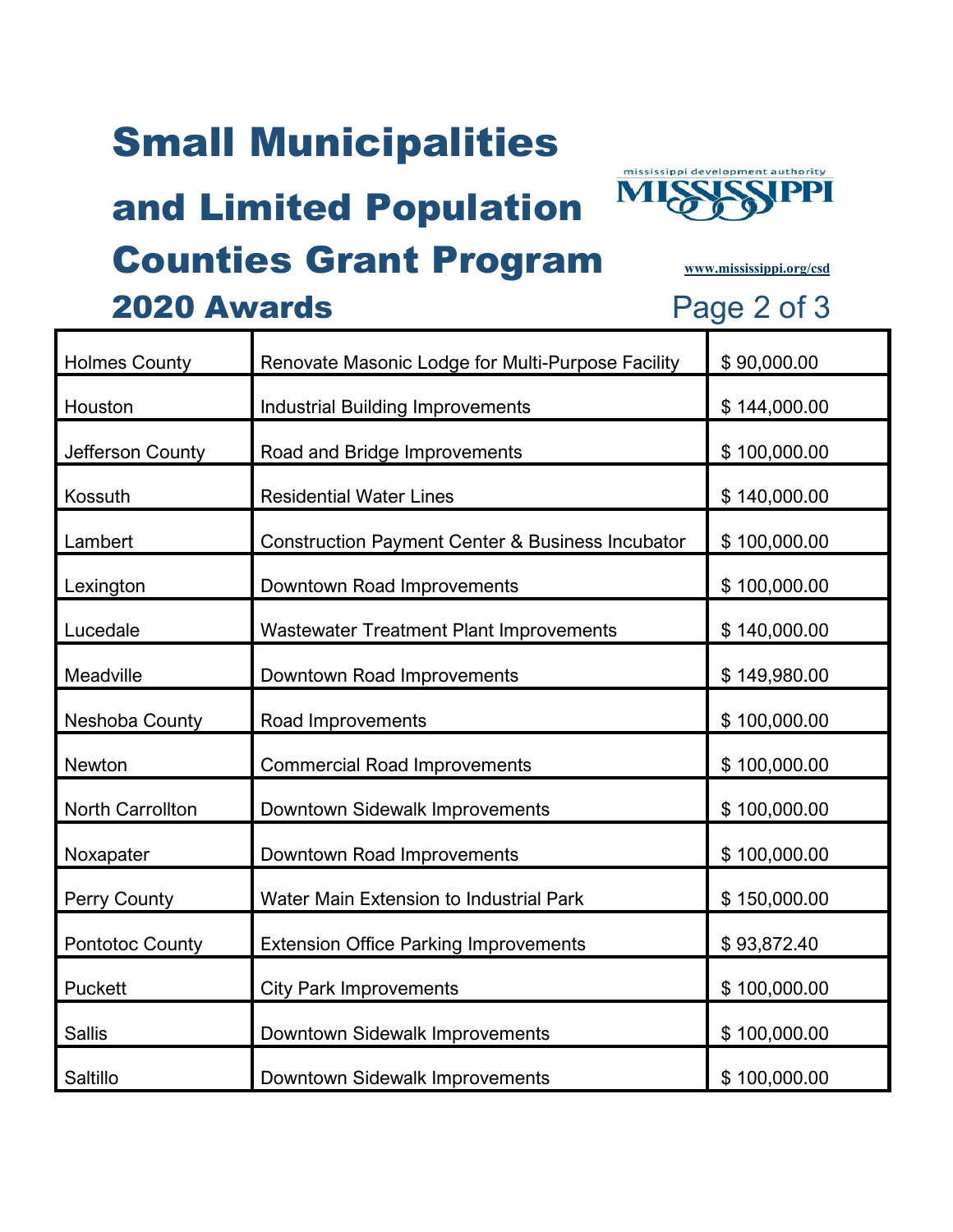# Small Municipalities and Limited Population Counties Grant Program

## 2020 Awards

www.mississippi.org/csd

| | | |
|---|---|---|
| Holmes County | Renovate Masonic Lodge for Multi-Purpose Facility | $ 90,000.00 |
| Houston | Industrial Building Improvements | $ 144,000.00 |
| Jefferson County | Road and Bridge Improvements | $ 100,000.00 |
| Kossuth | Residential Water Lines | $ 140,000.00 |
| Lambert | Construction Payment Center & Business Incubator | $ 100,000.00 |
| Lexington | Downtown Road Improvements | $ 100,000.00 |
| Lucedale | Wastewater Treatment Plant Improvements | $ 140,000.00 |
| Meadville | Downtown Road Improvements | $ 149,980.00 |
| Neshoba County | Road Improvements | $ 100,000.00 |
| Newton | Commercial Road Improvements | $ 100,000.00 |
| North Carrollton | Downtown Sidewalk Improvements | $ 100,000.00 |
| Noxapater | Downtown Road Improvements | $ 100,000.00 |
| Perry County | Water Main Extension to Industrial Park | $ 150,000.00 |
| Pontotoc County | Extension Office Parking Improvements | $ 93,872.40 |
| Puckett | City Park Improvements | $ 100,000.00 |
| Sallis | Downtown Sidewalk Improvements | $ 100,000.00 |
| Saltillo | Downtown Sidewalk Improvements | $ 100,000.00 |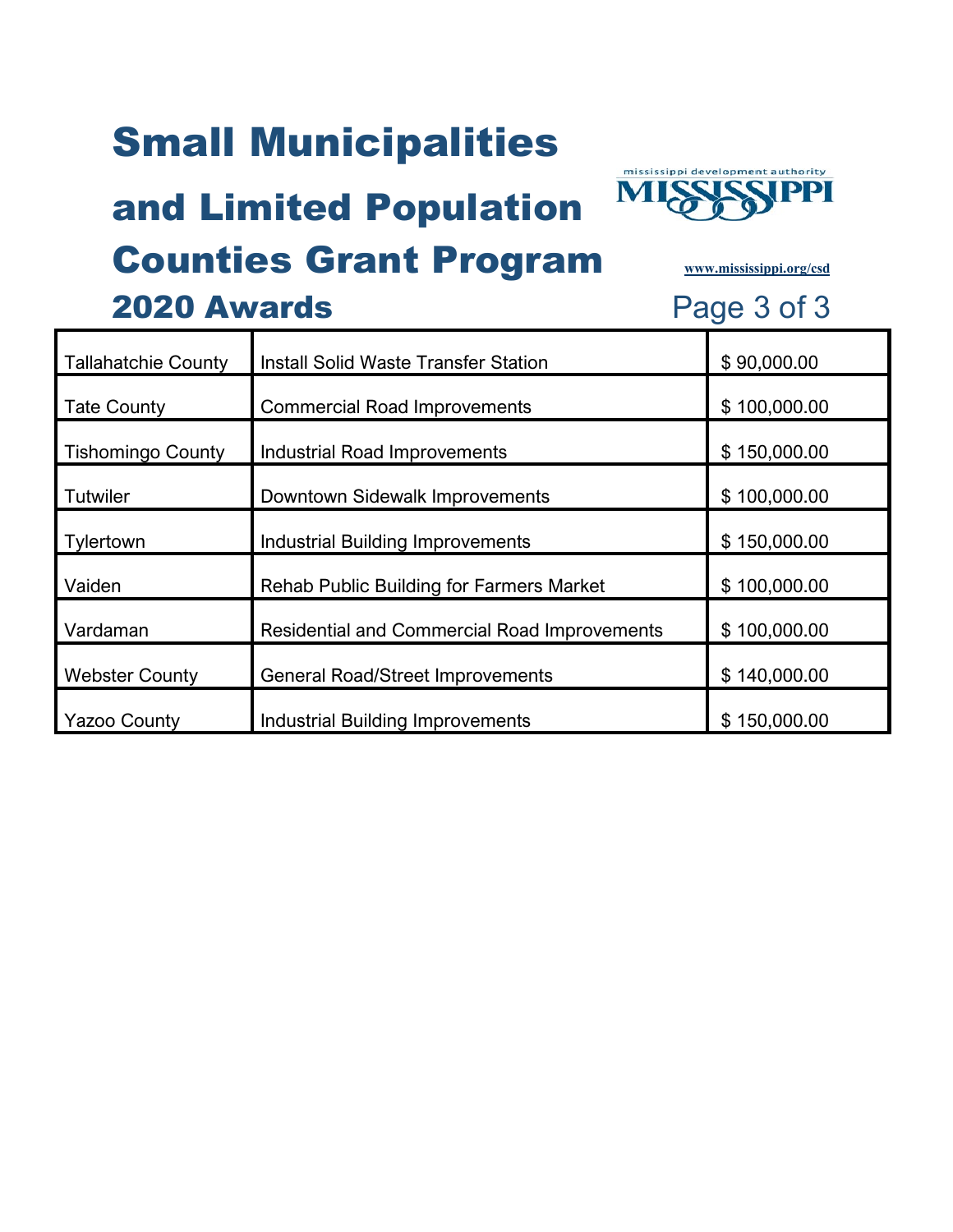# Small Municipalities and Limited Population Counties Grant Program

mississippi development authority MISSISSIPPI

www.mississippi.org/csd

## 2020 Awards

| | | |
|---|---|---|
| Tallahatchie County | Install Solid Waste Transfer Station | $ 90,000.00 |
| Tate County | Commercial Road Improvements | $ 100,000.00 |
| Tishomingo County | Industrial Road Improvements | $ 150,000.00 |
| Tutwiler | Downtown Sidewalk Improvements | $ 100,000.00 |
| Tylertown | Industrial Building Improvements | $ 150,000.00 |
| Vaiden | Rehab Public Building for Farmers Market | $ 100,000.00 |
| Vardaman | Residential and Commercial Road Improvements | $ 100,000.00 |
| Webster County | General Road/Street Improvements | $ 140,000.00 |
| Yazoo County | Industrial Building Improvements | $ 150,000.00 |